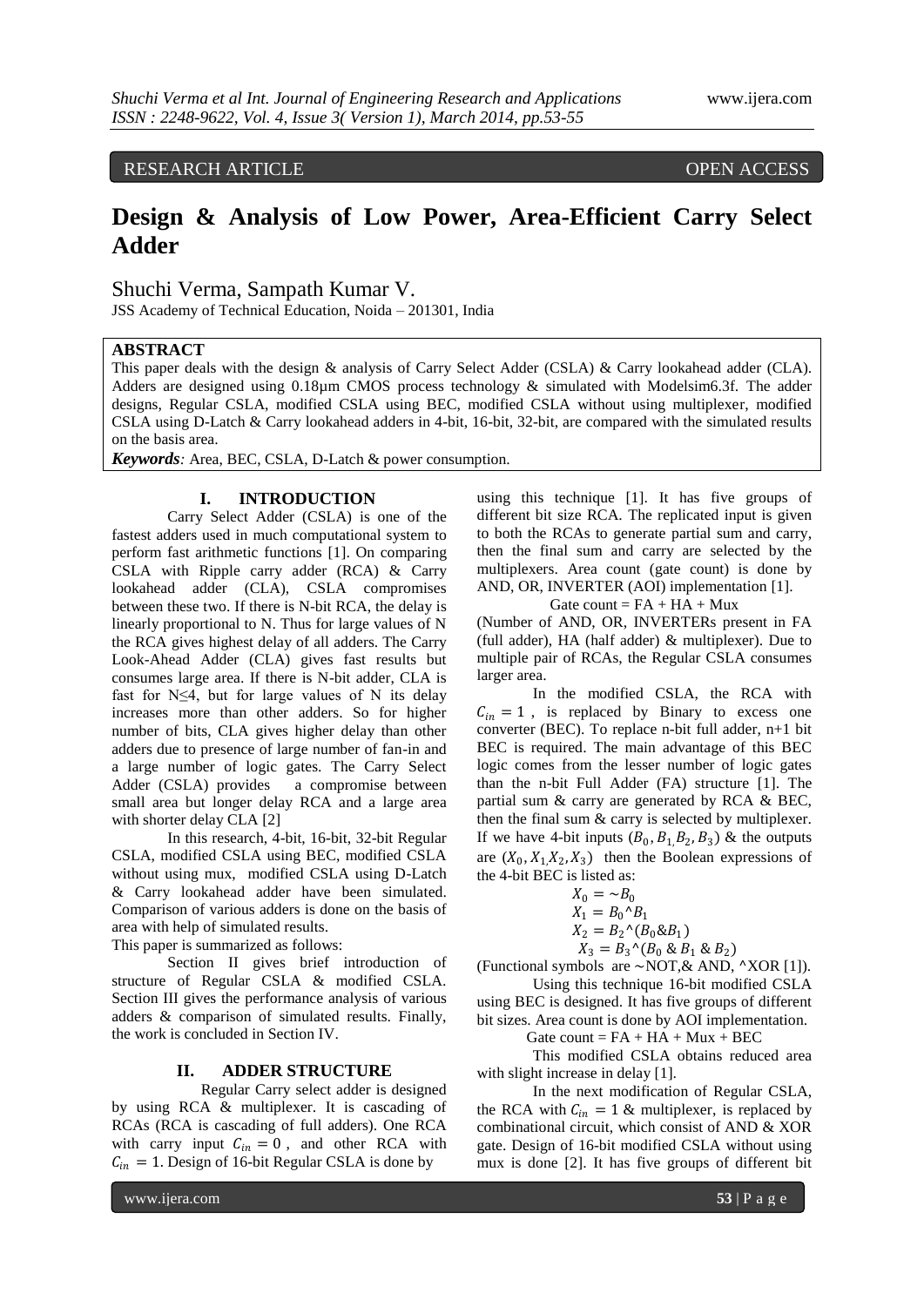RESEARCH ARTICLE OPEN ACCESS

# Design & Analysis of Low Power, Area-Efficient Carry Select Adder

Shuchi Verma, Sampath Kumar V.

JSS Academy of Technical Education, Noida – 201301, India

## ABSTRACT

This paper deals with the design & analysis of Carry Select Adder (CSLA) & Carry lookahead adder (CLA). Adders are designed using 0.18μm CMOS process technology & simulated with Modelsim6.3f. The adder designs, Regular CSLA, modified CSLA using BEC, modified CSLA without using multiplexer, modified CSLA using D-Latch & Carry lookahead adders in 4-bit, 16-bit, 32-bit, are compared with the simulated results on the basis area.

***Keywords**:* Area, BEC, CSLA, D-Latch & power consumption.

## I. INTRODUCTION

Carry Select Adder (CSLA) is one of the fastest adders used in much computational system to perform fast arithmetic functions [1]. On comparing CSLA with Ripple carry adder (RCA) & Carry lookahead adder (CLA), CSLA compromises between these two. If there is N-bit RCA, the delay is linearly proportional to N. Thus for large values of N the RCA gives highest delay of all adders. The Carry Look-Ahead Adder (CLA) gives fast results but consumes large area. If there is N-bit adder, CLA is fast for N≤4, but for large values of N its delay increases more than other adders. So for higher number of bits, CLA gives higher delay than other adders due to presence of large number of fan-in and a large number of logic gates. The Carry Select Adder (CSLA) provides a compromise between small area but longer delay RCA and a large area with shorter delay CLA [2]

In this research, 4-bit, 16-bit, 32-bit Regular CSLA, modified CSLA using BEC, modified CSLA without using mux, modified CSLA using D-Latch & Carry lookahead adder have been simulated. Comparison of various adders is done on the basis of area with help of simulated results.

This paper is summarized as follows:

Section II gives brief introduction of structure of Regular CSLA & modified CSLA. Section III gives the performance analysis of various adders & comparison of simulated results. Finally, the work is concluded in Section IV.

## II. ADDER STRUCTURE

Regular Carry select adder is designed by using RCA & multiplexer. It is cascading of RCAs (RCA is cascading of full adders). One RCA with carry input $C_{in} = 0$, and other RCA with $C_{in} = 1$. Design of 16-bit Regular CSLA is done by using this technique [1]. It has five groups of different bit size RCA. The replicated input is given to both the RCAs to generate partial sum and carry, then the final sum and carry are selected by the multiplexers. Area count (gate count) is done by AND, OR, INVERTER (AOI) implementation [1].

Gate count = FA + HA + Mux

(Number of AND, OR, INVERTERs present in FA (full adder), HA (half adder) & multiplexer). Due to multiple pair of RCAs, the Regular CSLA consumes larger area.

In the modified CSLA, the RCA with $C_{in} = 1$, is replaced by Binary to excess one converter (BEC). To replace n-bit full adder, n+1 bit BEC is required. The main advantage of this BEC logic comes from the lesser number of logic gates than the n-bit Full Adder (FA) structure [1]. The partial sum & carry are generated by RCA & BEC, then the final sum & carry is selected by multiplexer. If we have 4-bit inputs $(B_0, B_1, B_2, B_3)$ & the outputs are $(X_0, X_1, X_2, X_3)$ then the Boolean expressions of the 4-bit BEC is listed as:

$$X_0 = \sim B_0$$
$$X_1 = B_0 \wedge B_1$$
$$X_2 = B_2 \wedge (B_0 \& B_1)$$
$$X_3 = B_3 \wedge (B_0 \& B_1 \& B_2)$$

(Functional symbols are ∼NOT,& AND, ^XOR [1]).

Using this technique 16-bit modified CSLA using BEC is designed. It has five groups of different bit sizes. Area count is done by AOI implementation.

Gate count = FA + HA + Mux + BEC

This modified CSLA obtains reduced area with slight increase in delay [1].

In the next modification of Regular CSLA, the RCA with $C_{in} = 1$ & multiplexer, is replaced by combinational circuit, which consist of AND & XOR gate. Design of 16-bit modified CSLA without using mux is done [2]. It has five groups of different bit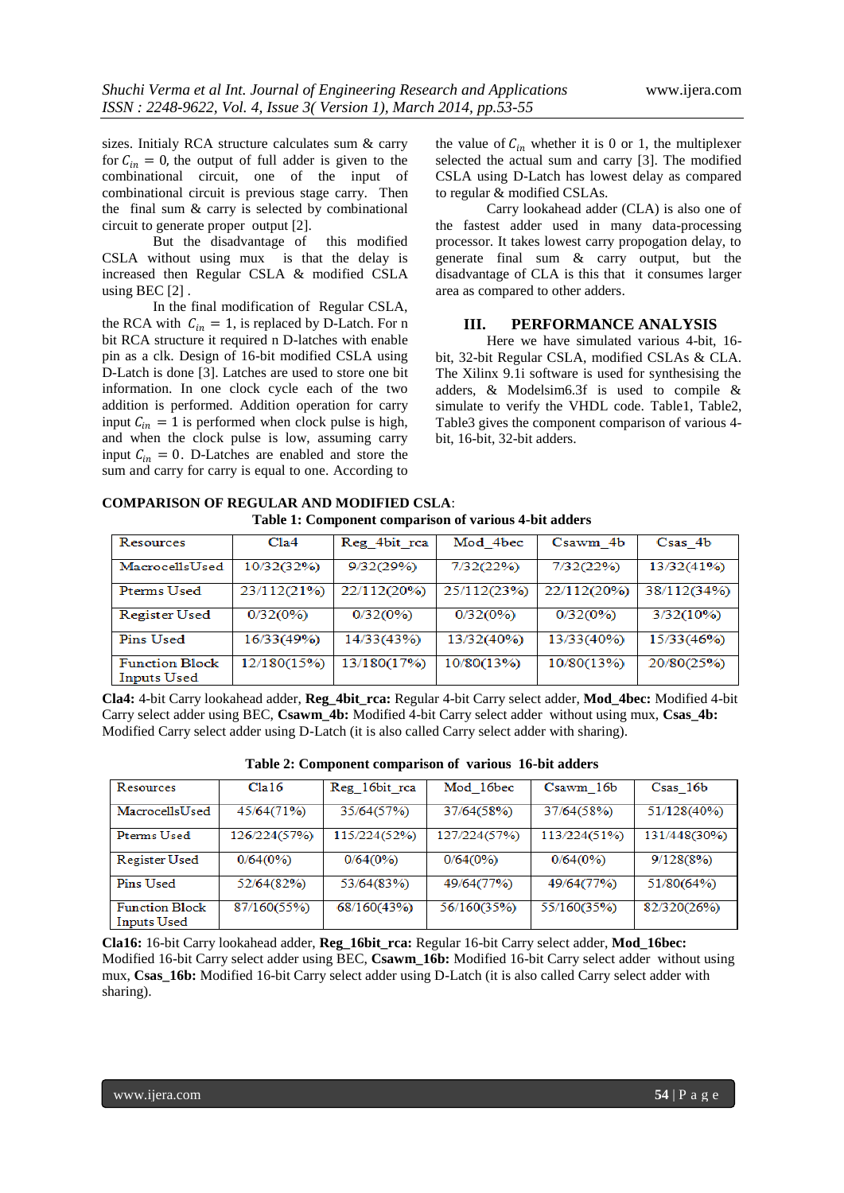sizes. Initialy RCA structure calculates sum & carry for $C_{in} = 0$, the output of full adder is given to the combinational circuit, one of the input of combinational circuit is previous stage carry. Then the final sum & carry is selected by combinational circuit to generate proper output [2].

But the disadvantage of this modified CSLA without using mux is that the delay is increased then Regular CSLA & modified CSLA using BEC [2] .

In the final modification of Regular CSLA, the RCA with $C_{in} = 1$, is replaced by D-Latch. For n bit RCA structure it required n D-latches with enable pin as a clk. Design of 16-bit modified CSLA using D-Latch is done [3]. Latches are used to store one bit information. In one clock cycle each of the two addition is performed. Addition operation for carry input $C_{in} = 1$ is performed when clock pulse is high, and when the clock pulse is low, assuming carry input $C_{in} = 0$. D-Latches are enabled and store the sum and carry for carry is equal to one. According to the value of $C_{in}$ whether it is 0 or 1, the multiplexer selected the actual sum and carry [3]. The modified CSLA using D-Latch has lowest delay as compared to regular & modified CSLAs.

Carry lookahead adder (CLA) is also one of the fastest adder used in many data-processing processor. It takes lowest carry propogation delay, to generate final sum & carry output, but the disadvantage of CLA is this that it consumes larger area as compared to other adders.

## III. PERFORMANCE ANALYSIS

Here we have simulated various 4-bit, 16-bit, 32-bit Regular CSLA, modified CSLAs & CLA. The Xilinx 9.1i software is used for synthesising the adders, & Modelsim6.3f is used to compile & simulate to verify the VHDL code. Table1, Table2, Table3 gives the component comparison of various 4-bit, 16-bit, 32-bit adders.

**COMPARISON OF REGULAR AND MODIFIED CSLA**:

**Table 1: Component comparison of various 4-bit adders**

| Resources | Cla4 | Reg_4bit_rca | Mod_4bec | Csawm_4b | Csas_4b |
|---|---|---|---|---|---|
| MacrocellsUsed | 10/32(32%) | 9/32(29%) | 7/32(22%) | 7/32(22%) | 13/32(41%) |
| Pterms Used | 23/112(21%) | 22/112(20%) | 25/112(23%) | 22/112(20%) | 38/112(34%) |
| Register Used | 0/32(0%) | 0/32(0%) | 0/32(0%) | 0/32(0%) | 3/32(10%) |
| Pins Used | 16/33(49%) | 14/33(43%) | 13/32(40%) | 13/33(40%) | 15/33(46%) |
| Function Block Inputs Used | 12/180(15%) | 13/180(17%) | 10/80(13%) | 10/80(13%) | 20/80(25%) |

**Cla4:** 4-bit Carry lookahead adder, **Reg_4bit_rca:** Regular 4-bit Carry select adder, **Mod_4bec:** Modified 4-bit Carry select adder using BEC, **Csawm_4b:** Modified 4-bit Carry select adder without using mux, **Csas_4b:** Modified Carry select adder using D-Latch (it is also called Carry select adder with sharing).

**Table 2: Component comparison of various 16-bit adders**

| Resources | Cla16 | Reg_16bit_rca | Mod_16bec | Csawm_16b | Csas_16b |
|---|---|---|---|---|---|
| MacrocellsUsed | 45/64(71%) | 35/64(57%) | 37/64(58%) | 37/64(58%) | 51/128(40%) |
| Pterms Used | 126/224(57%) | 115/224(52%) | 127/224(57%) | 113/224(51%) | 131/448(30%) |
| Register Used | 0/64(0%) | 0/64(0%) | 0/64(0%) | 0/64(0%) | 9/128(8%) |
| Pins Used | 52/64(82%) | 53/64(83%) | 49/64(77%) | 49/64(77%) | 51/80(64%) |
| Function Block Inputs Used | 87/160(55%) | 68/160(43%) | 56/160(35%) | 55/160(35%) | 82/320(26%) |

**Cla16:** 16-bit Carry lookahead adder, **Reg_16bit_rca:** Regular 16-bit Carry select adder, **Mod_16bec:** Modified 16-bit Carry select adder using BEC, **Csawm_16b:** Modified 16-bit Carry select adder without using mux, **Csas_16b:** Modified 16-bit Carry select adder using D-Latch (it is also called Carry select adder with sharing).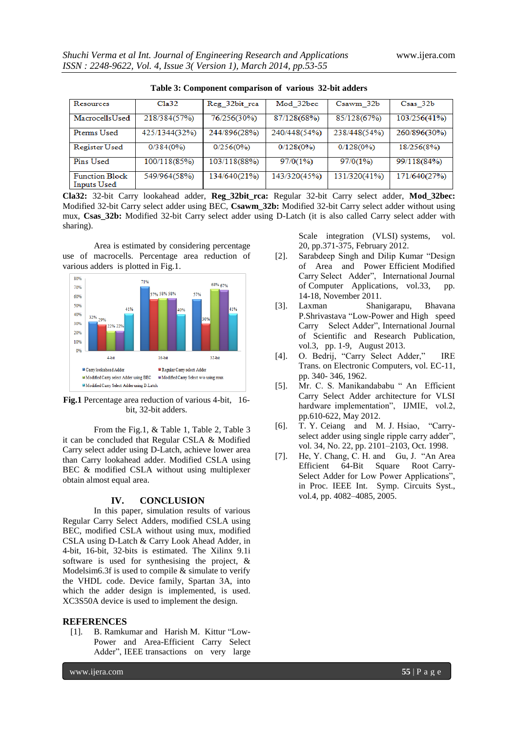**Table 3: Component comparison of various 32-bit adders**

| Resources | Cla32 | Reg_32bit_rca | Mod_32bec | Csawm_32b | Csas_32b |
|---|---|---|---|---|---|
| MacrocellsUsed | 218/384(57%) | 76/256(30%) | 87/128(68%) | 85/128(67%) | 103/256(41%) |
| Pterms Used | 425/1344(32%) | 244/896(28%) | 240/448(54%) | 238/448(54%) | 260/896(30%) |
| Register Used | 0/384(0%) | 0/256(0%) | 0/128(0%) | 0/128(0%) | 18/256(8%) |
| Pins Used | 100/118(85%) | 103/118(88%) | 97/0(1%) | 97/0(1%) | 99/118(84%) |
| Function Block Inputs Used | 549/964(58%) | 134/640(21%) | 143/320(45%) | 131/320(41%) | 171/640(27%) |

**Cla32:** 32-bit Carry lookahead adder, **Reg_32bit_rca:** Regular 32-bit Carry select adder, **Mod_32bec:** Modified 32-bit Carry select adder using BEC, **Csawm_32b:** Modified 32-bit Carry select adder without using mux, **Csas_32b:** Modified 32-bit Carry select adder using D-Latch (it is also called Carry select adder with sharing).

Area is estimated by considering percentage use of macrocells. Percentage area reduction of various adders is plotted in Fig.1.

80%
70%
60%
50%
40%
30%
20%
10%
0%
32% 29% 22% 22% 41%
71% 57% 58% 58% 40%
57% 30% 68% 67% 41%
4-bit
16-bit
32-bit
Carry lookahead Adder
Regular Carry select Adder
Modified Carry select Adder using BEC
Modified Carry Select w/o using mux
Modified Carry Select Adder using D-Latch

**Fig.1** Percentage area reduction of various 4-bit, 16-bit, 32-bit adders.

From the Fig.1, & Table 1, Table 2, Table 3 it can be concluded that Regular CSLA & Modified Carry select adder using D-Latch, achieve lower area than Carry lookahead adder. Modified CSLA using BEC & modified CSLA without using multiplexer obtain almost equal area.

## IV. CONCLUSION

In this paper, simulation results of various Regular Carry Select Adders, modified CSLA using BEC, modified CSLA without using mux, modified CSLA using D-Latch & Carry Look Ahead Adder, in 4-bit, 16-bit, 32-bits is estimated. The Xilinx 9.1i software is used for synthesising the project, & Modelsim6.3f is used to compile & simulate to verify the VHDL code. Device family, Spartan 3A, into which the adder design is implemented, is used. XC3S50A device is used to implement the design.

## REFERENCES

[1]. B. Ramkumar and Harish M. Kittur "Low-Power and Area-Efficient Carry Select Adder", IEEE transactions on very large Scale integration (VLSI) systems, vol. 20, pp.371-375, February 2012.

[2]. Sarabdeep Singh and Dilip Kumar "Design of Area and Power Efficient Modified Carry Select Adder", International Journal of Computer Applications, vol.33, pp. 14-18, November 2011.

[3]. Laxman Shanigarapu, Bhavana P.Shrivastava "Low-Power and High speed Carry Select Adder", International Journal of Scientific and Research Publication, vol.3, pp. 1-9, August 2013.

[4]. O. Bedrij, "Carry Select Adder," IRE Trans. on Electronic Computers, vol. EC-11, pp. 340- 346, 1962.

[5]. Mr. C. S. Manikandababu " An Efficient Carry Select Adder architecture for VLSI hardware implementation", IJMIE, vol.2, pp.610-622, May 2012.

[6]. T. Y. Ceiang and M. J. Hsiao, "Carry-select adder using single ripple carry adder", vol. 34, No. 22, pp. 2101–2103, Oct. 1998.

[7]. He, Y. Chang, C. H. and Gu, J. "An Area Efficient 64-Bit Square Root Carry-Select Adder for Low Power Applications", in Proc. IEEE Int. Symp. Circuits Syst., vol.4, pp. 4082–4085, 2005.